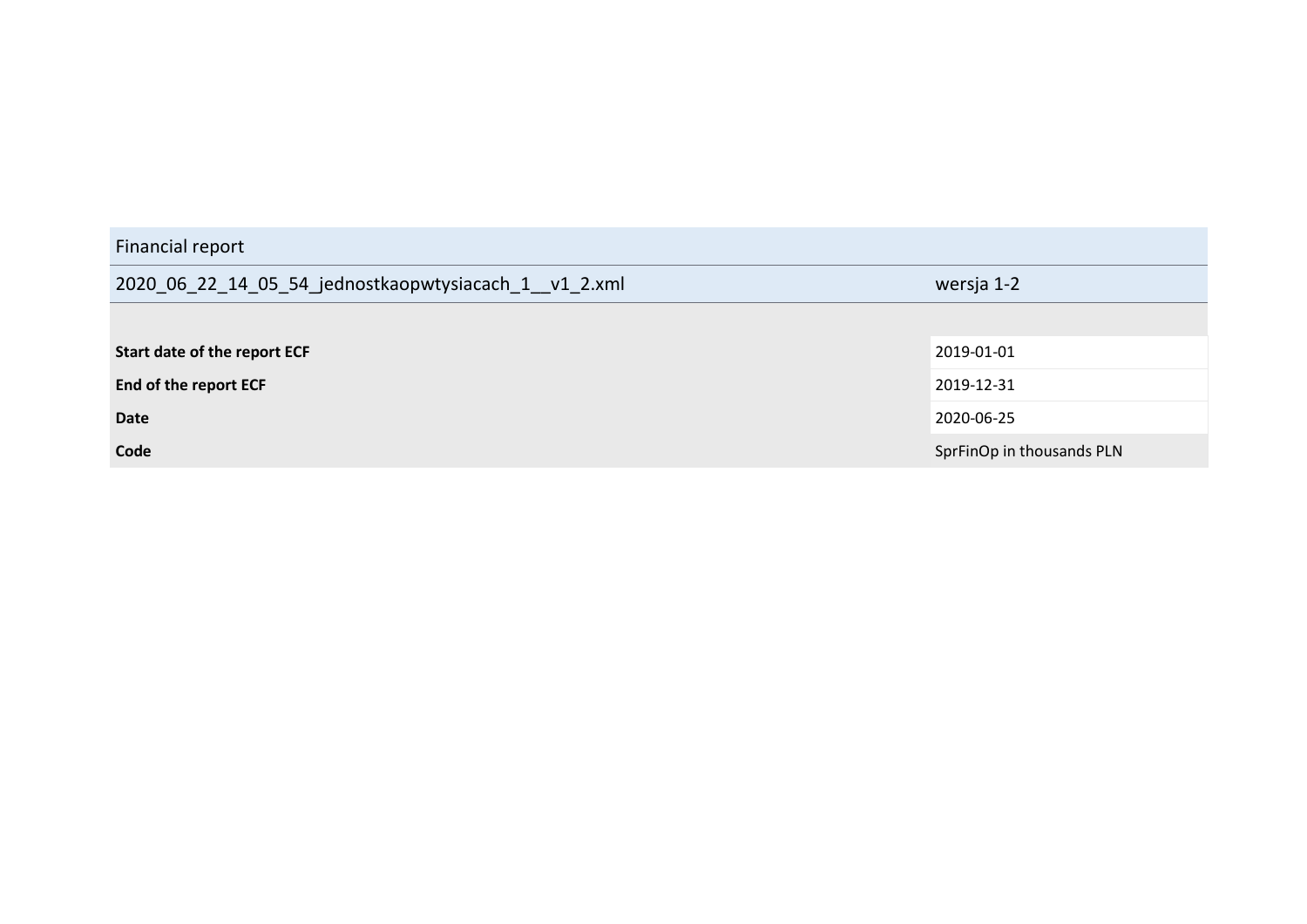| Financial report | |
|---|---|
| 2020_06_22_14_05_54_jednostkaopwtysiacach_1__v1_2.xml | wersja 1-2 |
| | |
| **Start date of the report ECF** | 2019-01-01 |
| **End of the report ECF** | 2019-12-31 |
| **Date** | 2020-06-25 |
| **Code** | SprFinOp in thousands PLN |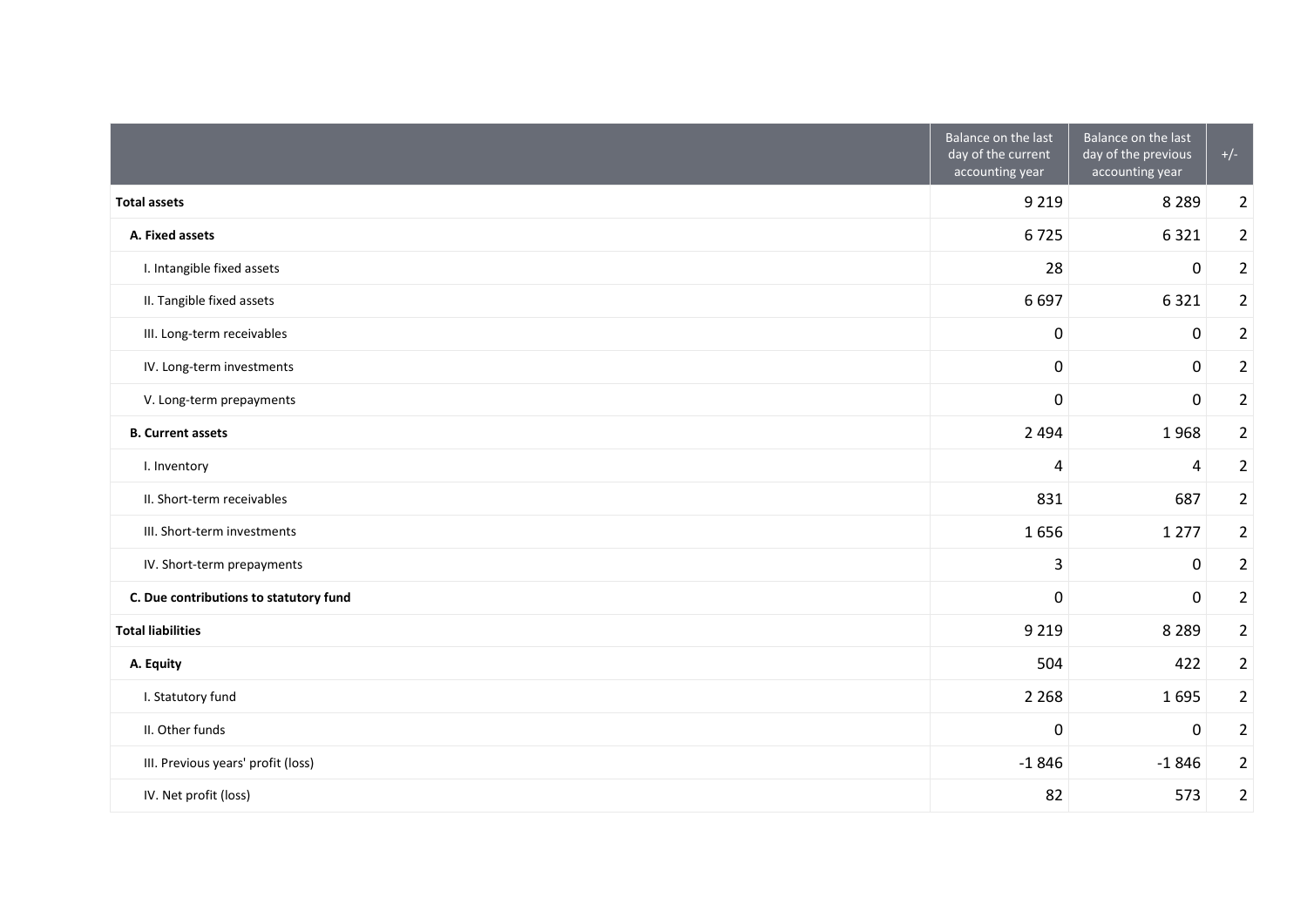| | Balance on the last day of the current accounting year | Balance on the last day of the previous accounting year | +/- |
|---|---|---|---|
| **Total assets** | 9 219 | 8 289 | 2 |
| **A. Fixed assets** | 6 725 | 6 321 | 2 |
| I. Intangible fixed assets | 28 | 0 | 2 |
| II. Tangible fixed assets | 6 697 | 6 321 | 2 |
| III. Long-term receivables | 0 | 0 | 2 |
| IV. Long-term investments | 0 | 0 | 2 |
| V. Long-term prepayments | 0 | 0 | 2 |
| **B. Current assets** | 2 494 | 1 968 | 2 |
| I. Inventory | 4 | 4 | 2 |
| II. Short-term receivables | 831 | 687 | 2 |
| III. Short-term investments | 1 656 | 1 277 | 2 |
| IV. Short-term prepayments | 3 | 0 | 2 |
| **C. Due contributions to statutory fund** | 0 | 0 | 2 |
| **Total liabilities** | 9 219 | 8 289 | 2 |
| **A. Equity** | 504 | 422 | 2 |
| I. Statutory fund | 2 268 | 1 695 | 2 |
| II. Other funds | 0 | 0 | 2 |
| III. Previous years' profit (loss) | -1 846 | -1 846 | 2 |
| IV. Net profit (loss) | 82 | 573 | 2 |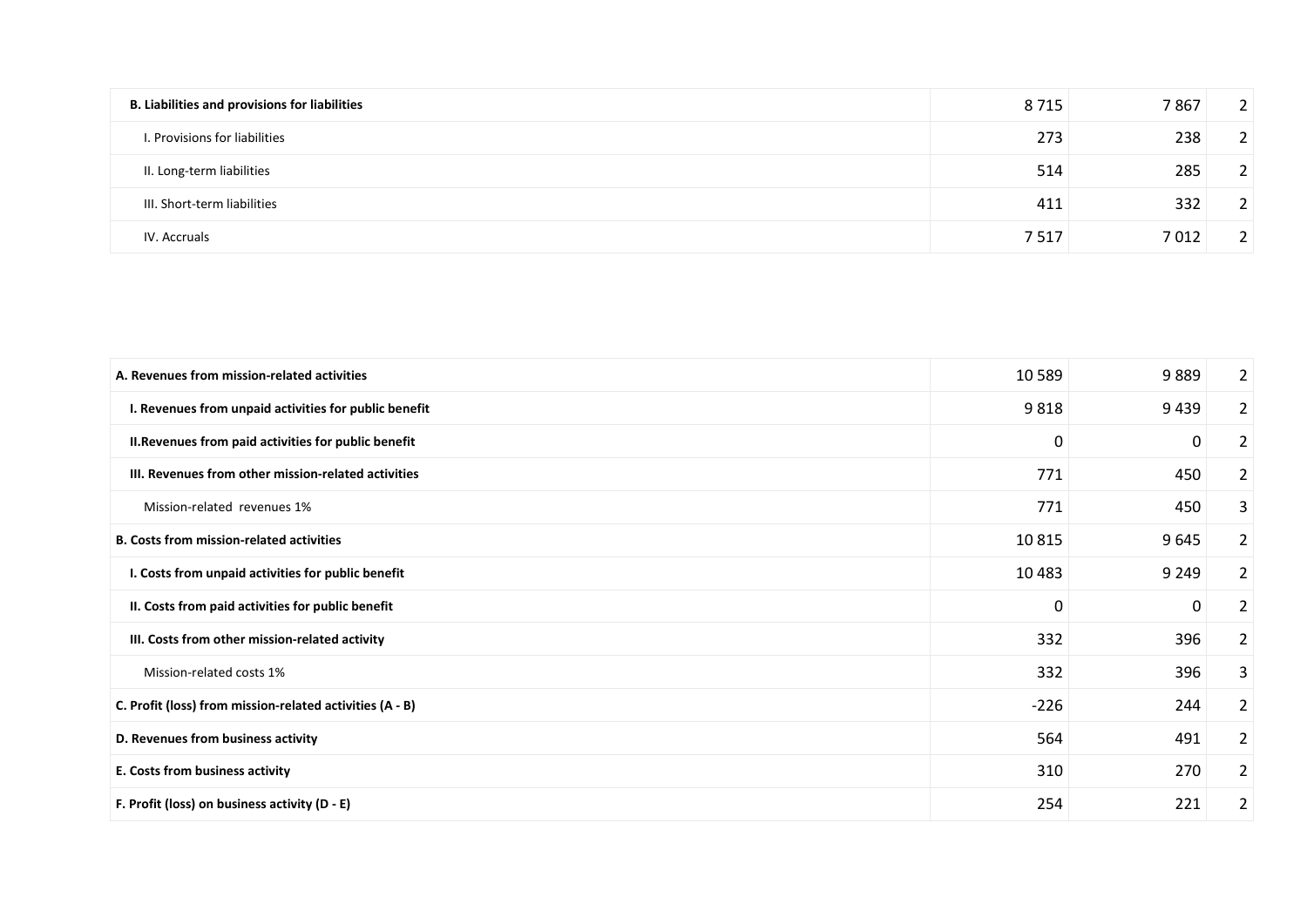| | | | |
|---|---|---|---|
| **B. Liabilities and provisions for liabilities** | 8 715 | 7 867 | 2 |
| I. Provisions for liabilities | 273 | 238 | 2 |
| II. Long-term liabilities | 514 | 285 | 2 |
| III. Short-term liabilities | 411 | 332 | 2 |
| IV. Accruals | 7 517 | 7 012 | 2 |

| | | | |
|---|---|---|---|
| **A. Revenues from mission-related activities** | 10 589 | 9 889 | 2 |
| **I. Revenues from unpaid activities for public benefit** | 9 818 | 9 439 | 2 |
| **II.Revenues from paid activities for public benefit** | 0 | 0 | 2 |
| **III. Revenues from other mission-related activities** | 771 | 450 | 2 |
| Mission-related revenues 1% | 771 | 450 | 3 |
| **B. Costs from mission-related activities** | 10 815 | 9 645 | 2 |
| **I. Costs from unpaid activities for public benefit** | 10 483 | 9 249 | 2 |
| **II. Costs from paid activities for public benefit** | 0 | 0 | 2 |
| **III. Costs from other mission-related activity** | 332 | 396 | 2 |
| Mission-related costs 1% | 332 | 396 | 3 |
| **C. Profit (loss) from mission-related activities (A - B)** | -226 | 244 | 2 |
| **D. Revenues from business activity** | 564 | 491 | 2 |
| **E. Costs from business activity** | 310 | 270 | 2 |
| **F. Profit (loss) on business activity (D - E)** | 254 | 221 | 2 |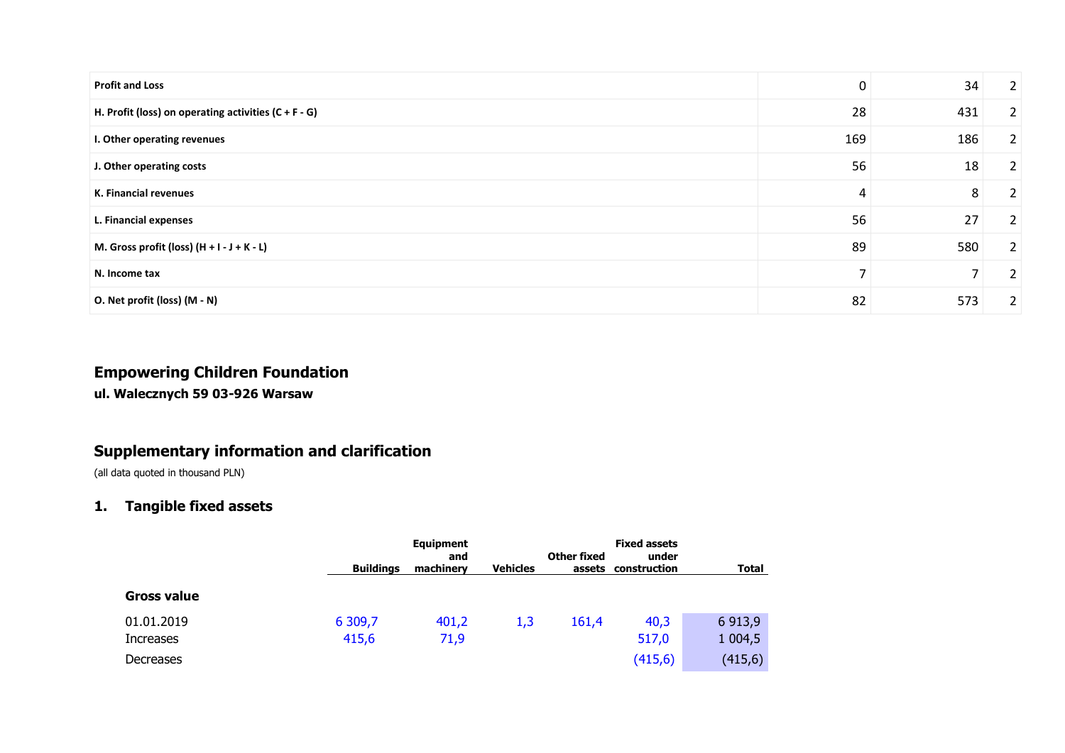| Profit and Loss | 0 | 34 | 2 |
|---|---|---|---|
| H. Profit (loss) on operating activities (C + F - G) | 28 | 431 | 2 |
| I. Other operating revenues | 169 | 186 | 2 |
| J. Other operating costs | 56 | 18 | 2 |
| K. Financial revenues | 4 | 8 | 2 |
| L. Financial expenses | 56 | 27 | 2 |
| M. Gross profit (loss) (H + I - J + K - L) | 89 | 580 | 2 |
| N. Income tax | 7 | 7 | 2 |
| O. Net profit (loss) (M - N) | 82 | 573 | 2 |

## Empowering Children Foundation

**ul. Walecznych 59 03-926 Warsaw**

## Supplementary information and clarification

(all data quoted in thousand PLN)

### 1. Tangible fixed assets

| | Buildings | Equipment and machinery | Vehicles | Other fixed assets | Fixed assets under construction | Total |
|---|---|---|---|---|---|---|
| **Gross value** | | | | | | |
| 01.01.2019 | 6 309,7 | 401,2 | 1,3 | 161,4 | 40,3 | 6 913,9 |
| Increases | 415,6 | 71,9 | | | 517,0 | 1 004,5 |
| Decreases | | | | | (415,6) | (415,6) |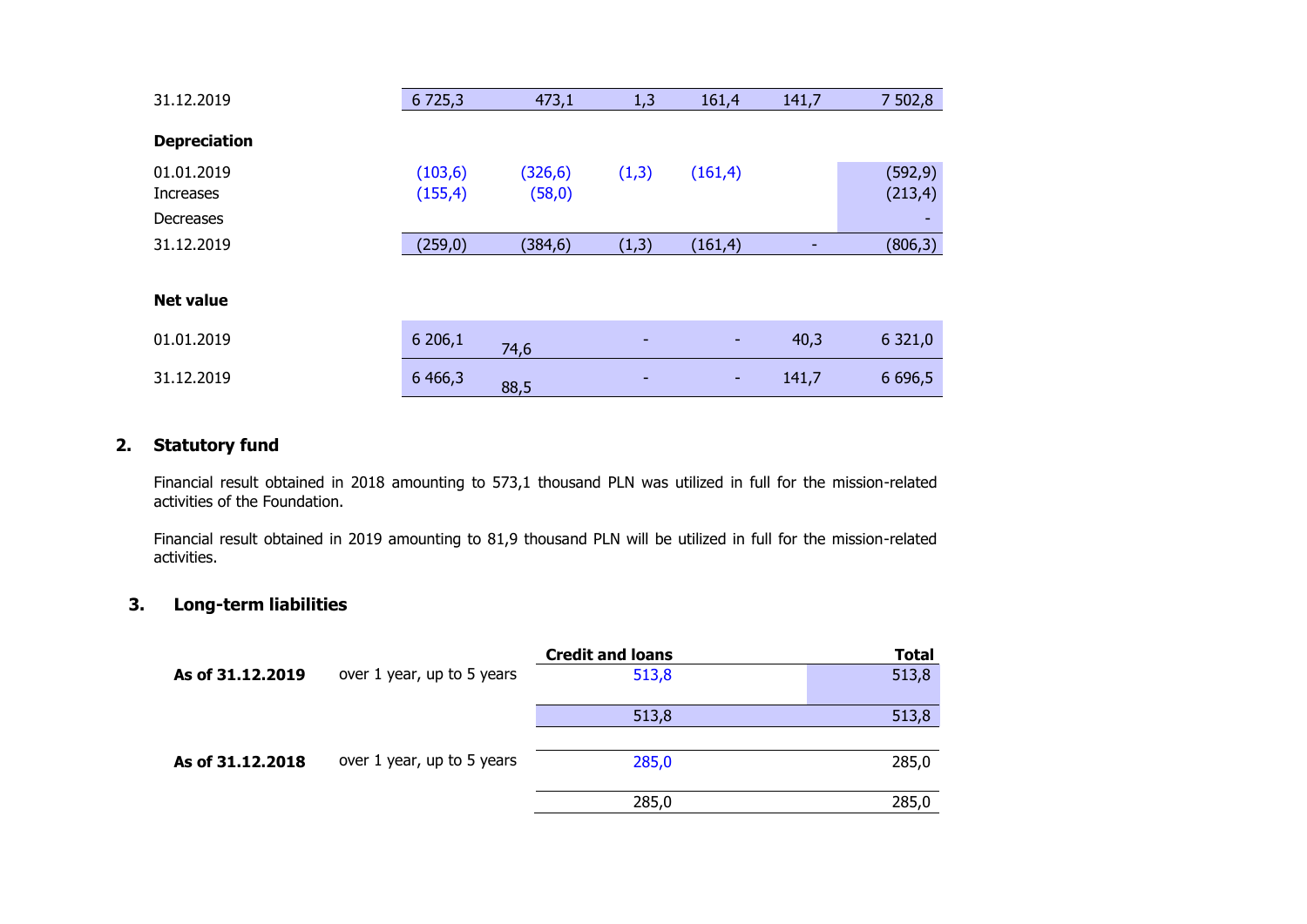| | | | | | | |
|---|---|---|---|---|---|---|
| 31.12.2019 | 6 725,3 | 473,1 | 1,3 | 161,4 | 141,7 | 7 502,8 |
| **Depreciation** | | | | | | |
| 01.01.2019 | (103,6) | (326,6) | (1,3) | (161,4) | | (592,9) |
| Increases | (155,4) | (58,0) | | | | (213,4) |
| Decreases | | | | | | - |
| 31.12.2019 | (259,0) | (384,6) | (1,3) | (161,4) | - | (806,3) |
| **Net value** | | | | | | |
| 01.01.2019 | 6 206,1 | 74,6 | - | - | 40,3 | 6 321,0 |
| 31.12.2019 | 6 466,3 | 88,5 | - | - | 141,7 | 6 696,5 |

## 2. Statutory fund

Financial result obtained in 2018 amounting to 573,1 thousand PLN was utilized in full for the mission-related activities of the Foundation.

Financial result obtained in 2019 amounting to 81,9 thousand PLN will be utilized in full for the mission-related activities.

## 3. Long-term liabilities

| | | Credit and loans | Total |
|---|---|---|---|
| **As of 31.12.2019** | over 1 year, up to 5 years | 513,8 | 513,8 |
| | | 513,8 | 513,8 |
| **As of 31.12.2018** | over 1 year, up to 5 years | 285,0 | 285,0 |
| | | 285,0 | 285,0 |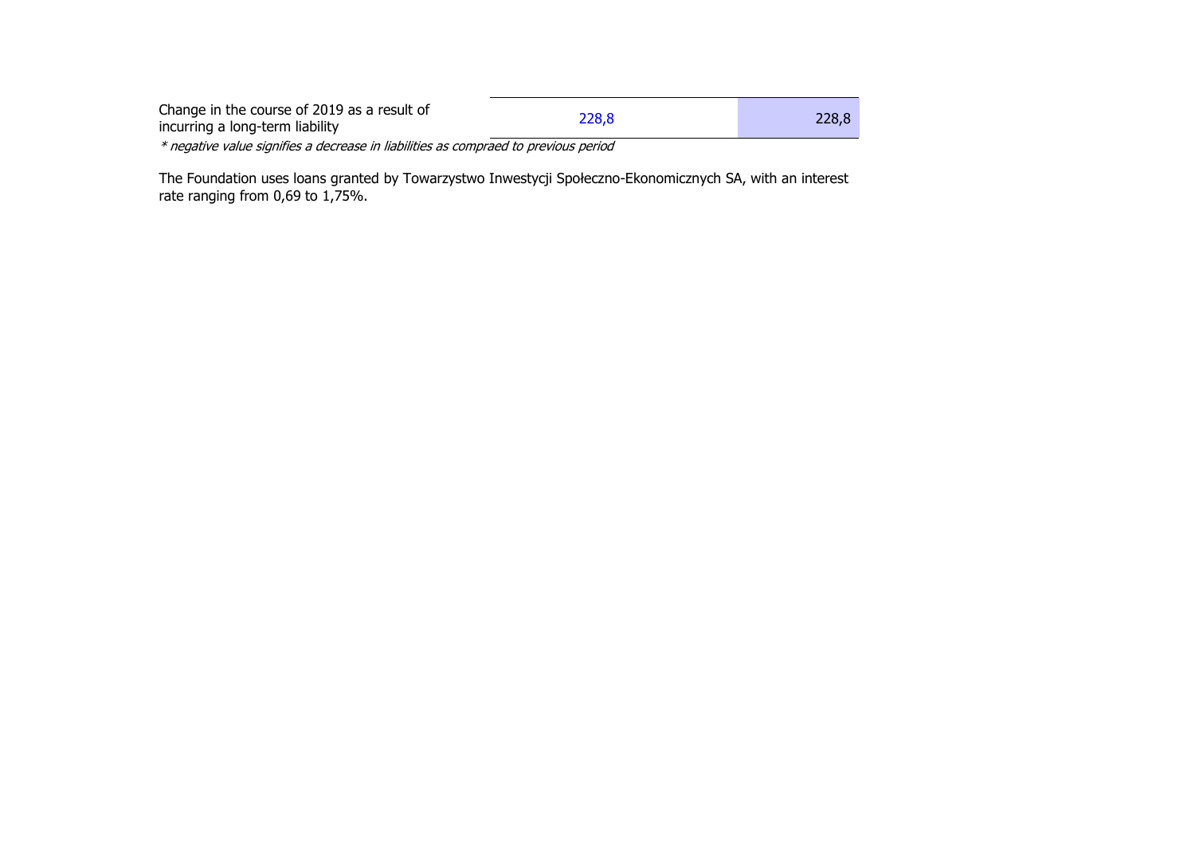| | | |
|---|---|---|
| Change in the course of 2019 as a result of incurring a long-term liability | 228,8 | 228,8 |

*\* negative value signifies a decrease in liabilities as compraed to previous period*

The Foundation uses loans granted by Towarzystwo Inwestycji Społeczno-Ekonomicznych SA, with an interest rate ranging from 0,69 to 1,75%.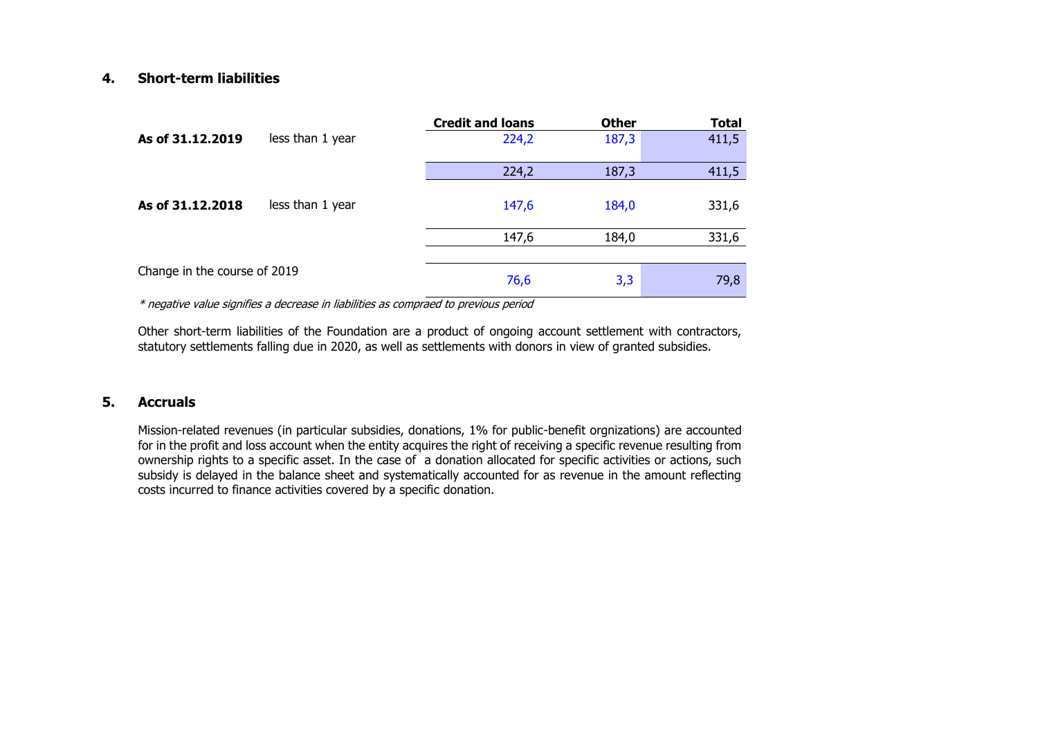## 4. Short-term liabilities

| | | Credit and loans | Other | Total |
|---|---|---|---|---|
| **As of 31.12.2019** | less than 1 year | 224,2 | 187,3 | 411,5 |
| | | 224,2 | 187,3 | 411,5 |
| **As of 31.12.2018** | less than 1 year | 147,6 | 184,0 | 331,6 |
| | | 147,6 | 184,0 | 331,6 |
| Change in the course of 2019 | | 76,6 | 3,3 | 79,8 |

*\* negative value signifies a decrease in liabilities as compraed to previous period*

Other short-term liabilities of the Foundation are a product of ongoing account settlement with contractors, statutory settlements falling due in 2020, as well as settlements with donors in view of granted subsidies.

## 5. Accruals

Mission-related revenues (in particular subsidies, donations, 1% for public-benefit orgnizations) are accounted for in the profit and loss account when the entity acquires the right of receiving a specific revenue resulting from ownership rights to a specific asset. In the case of a donation allocated for specific activities or actions, such subsidy is delayed in the balance sheet and systematically accounted for as revenue in the amount reflecting costs incurred to finance activities covered by a specific donation.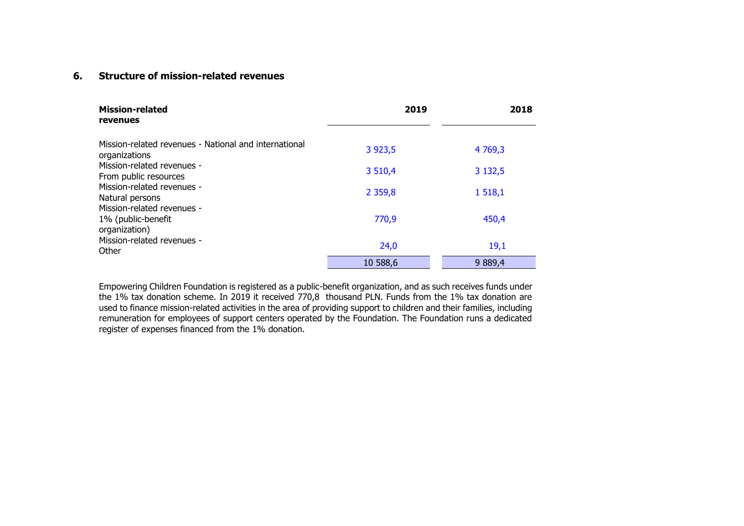## 6. Structure of mission-related revenues

| Mission-related revenues | 2019 | 2018 |
|---|---|---|
| Mission-related revenues - National and international organizations | 3 923,5 | 4 769,3 |
| Mission-related revenues - From public resources | 3 510,4 | 3 132,5 |
| Mission-related revenues - Natural persons | 2 359,8 | 1 518,1 |
| Mission-related revenues - 1% (public-benefit organization) | 770,9 | 450,4 |
| Mission-related revenues - Other | 24,0 | 19,1 |
| | 10 588,6 | 9 889,4 |

Empowering Children Foundation is registered as a public-benefit organization, and as such receives funds under the 1% tax donation scheme. In 2019 it received 770,8 thousand PLN. Funds from the 1% tax donation are used to finance mission-related activities in the area of providing support to children and their families, including remuneration for employees of support centers operated by the Foundation. The Foundation runs a dedicated register of expenses financed from the 1% donation.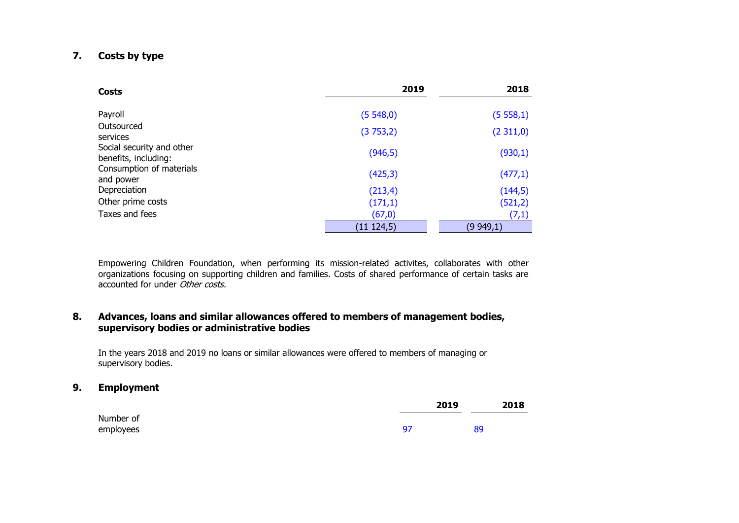## 7. Costs by type

| Costs | 2019 | 2018 |
|---|---|---|
| Payroll | (5 548,0) | (5 558,1) |
| Outsourced services | (3 753,2) | (2 311,0) |
| Social security and other benefits, including: | (946,5) | (930,1) |
| Consumption of materials and power | (425,3) | (477,1) |
| Depreciation | (213,4) | (144,5) |
| Other prime costs | (171,1) | (521,2) |
| Taxes and fees | (67,0) | (7,1) |
| | (11 124,5) | (9 949,1) |

Empowering Children Foundation, when performing its mission-related activites, collaborates with other organizations focusing on supporting children and families. Costs of shared performance of certain tasks are accounted for under *Other costs.*

## 8. Advances, loans and similar allowances offered to members of management bodies, supervisory bodies or administrative bodies

In the years 2018 and 2019 no loans or similar allowances were offered to members of managing or supervisory bodies.

## 9. Employment

| | 2019 | 2018 |
|---|---|---|
| Number of employees | 97 | 89 |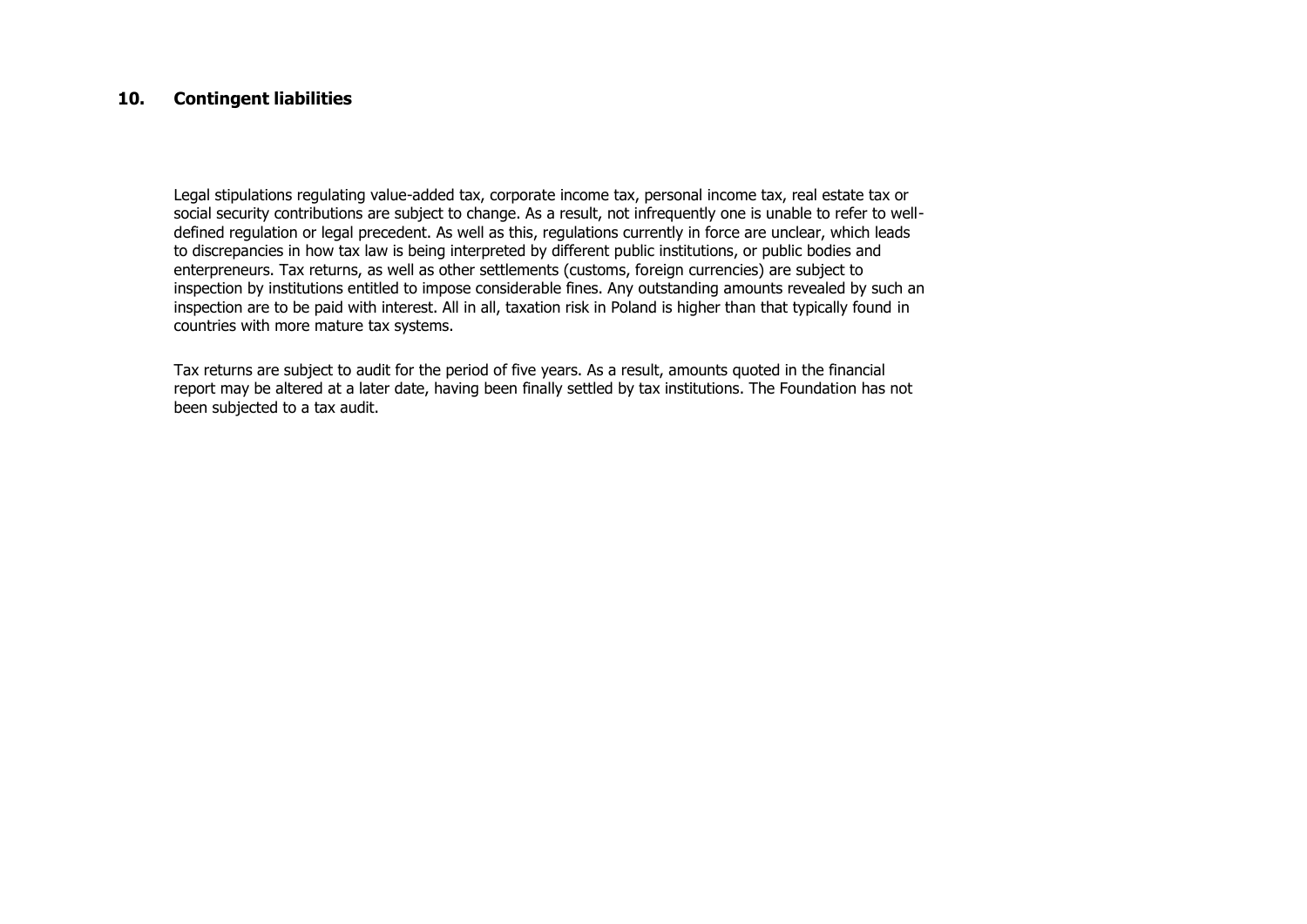## 10. Contingent liabilities

Legal stipulations regulating value-added tax, corporate income tax, personal income tax, real estate tax or social security contributions are subject to change. As a result, not infrequently one is unable to refer to well-defined regulation or legal precedent. As well as this, regulations currently in force are unclear, which leads to discrepancies in how tax law is being interpreted by different public institutions, or public bodies and enterpreneurs. Tax returns, as well as other settlements (customs, foreign currencies) are subject to inspection by institutions entitled to impose considerable fines. Any outstanding amounts revealed by such an inspection are to be paid with interest. All in all, taxation risk in Poland is higher than that typically found in countries with more mature tax systems.

Tax returns are subject to audit for the period of five years. As a result, amounts quoted in the financial report may be altered at a later date, having been finally settled by tax institutions. The Foundation has not been subjected to a tax audit.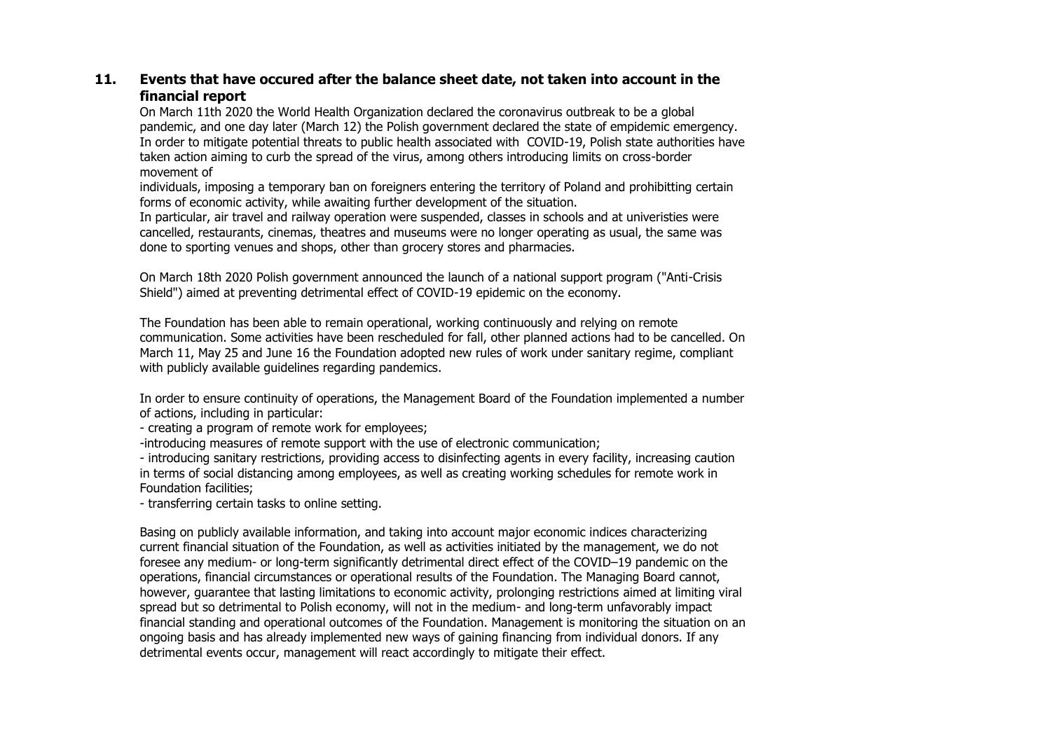## 11. Events that have occured after the balance sheet date, not taken into account in the financial report

On March 11th 2020 the World Health Organization declared the coronavirus outbreak to be a global pandemic, and one day later (March 12) the Polish government declared the state of empidemic emergency. In order to mitigate potential threats to public health associated with COVID-19, Polish state authorities have taken action aiming to curb the spread of the virus, among others introducing limits on cross-border movement of individuals, imposing a temporary ban on foreigners entering the territory of Poland and prohibitting certain forms of economic activity, while awaiting further development of the situation.

In particular, air travel and railway operation were suspended, classes in schools and at univeristies were cancelled, restaurants, cinemas, theatres and museums were no longer operating as usual, the same was done to sporting venues and shops, other than grocery stores and pharmacies.

On March 18th 2020 Polish government announced the launch of a national support program ("Anti-Crisis Shield") aimed at preventing detrimental effect of COVID-19 epidemic on the economy.

The Foundation has been able to remain operational, working continuously and relying on remote communication. Some activities have been rescheduled for fall, other planned actions had to be cancelled. On March 11, May 25 and June 16 the Foundation adopted new rules of work under sanitary regime, compliant with publicly available guidelines regarding pandemics.

In order to ensure continuity of operations, the Management Board of the Foundation implemented a number of actions, including in particular:

- creating a program of remote work for employees;
- introducing measures of remote support with the use of electronic communication;
- introducing sanitary restrictions, providing access to disinfecting agents in every facility, increasing caution in terms of social distancing among employees, as well as creating working schedules for remote work in Foundation facilities;
- transferring certain tasks to online setting.

Basing on publicly available information, and taking into account major economic indices characterizing current financial situation of the Foundation, as well as activities initiated by the management, we do not foresee any medium- or long-term significantly detrimental direct effect of the COVID–19 pandemic on the operations, financial circumstances or operational results of the Foundation. The Managing Board cannot, however, guarantee that lasting limitations to economic activity, prolonging restrictions aimed at limiting viral spread but so detrimental to Polish economy, will not in the medium- and long-term unfavorably impact financial standing and operational outcomes of the Foundation. Management is monitoring the situation on an ongoing basis and has already implemented new ways of gaining financing from individual donors. If any detrimental events occur, management will react accordingly to mitigate their effect.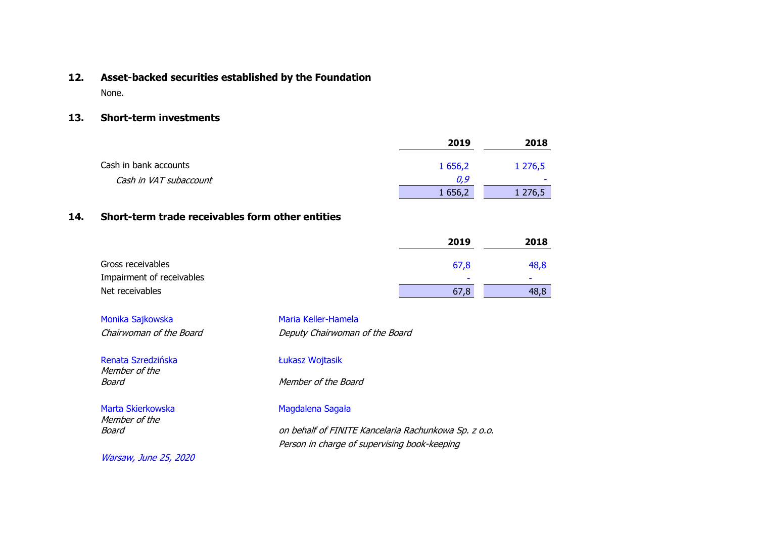## 12. Asset-backed securities established by the Foundation

None.

## 13. Short-term investments

| | 2019 | 2018 |
|---|---|---|
| Cash in bank accounts | 1 656,2 | 1 276,5 |
| *Cash in VAT subaccount* | *0,9* | - |
| | 1 656,2 | 1 276,5 |

## 14. Short-term trade receivables form other entities

| | 2019 | 2018 |
|---|---|---|
| Gross receivables | 67,8 | 48,8 |
| Impairment of receivables | - | - |
| Net receivables | 67,8 | 48,8 |

Monika Sajkowska
*Chairwoman of the Board*

Maria Keller-Hamela
*Deputy Chairwoman of the Board*

Renata Szredzińska
*Member of the Board*

Łukasz Wojtasik
*Member of the Board*

Marta Skierkowska
*Member of the Board*

Magdalena Sagała
*on behalf of FINITE Kancelaria Rachunkowa Sp. z o.o.*
*Person in charge of supervising book-keeping*

*Warsaw, June 25, 2020*